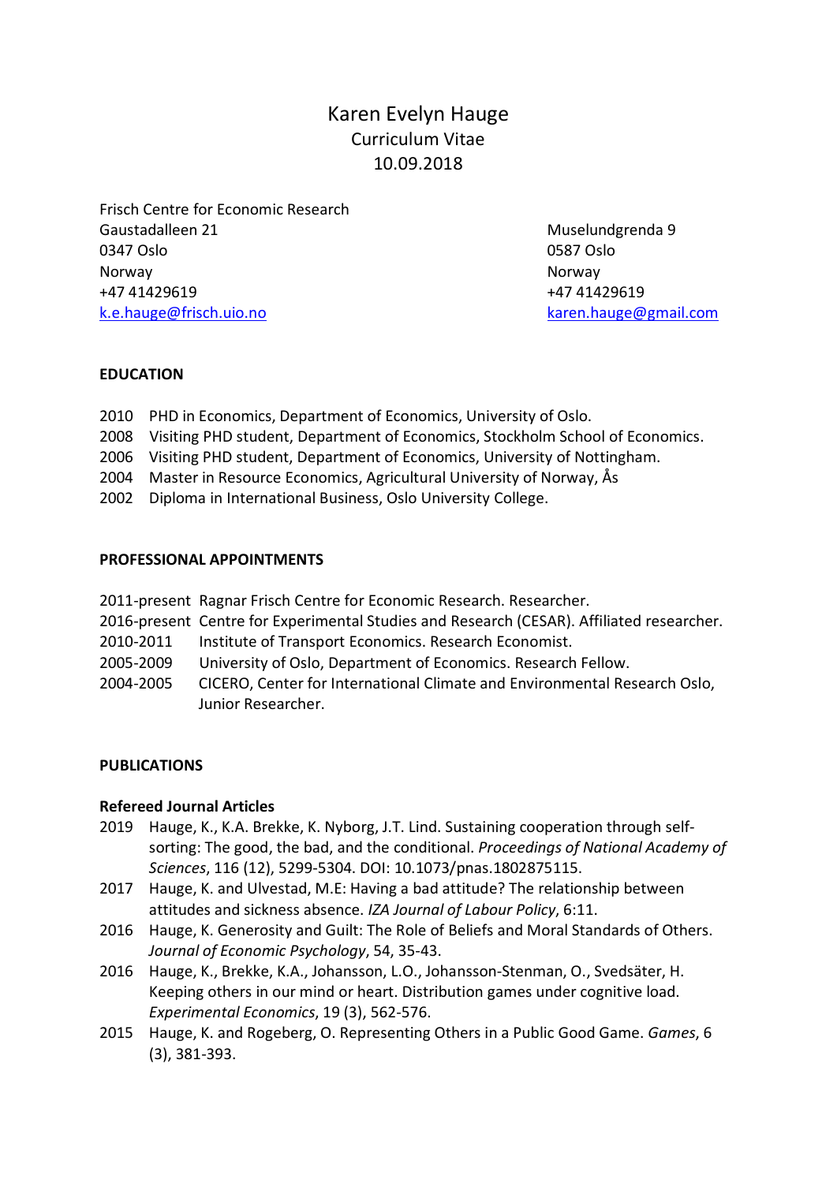# Karen Evelyn Hauge
## Curriculum Vitae
### 10.09.2018

Frisch Centre for Economic Research
Gaustadalleen 21
0347 Oslo
Norway
+47 41429619
k.e.hauge@frisch.uio.no

Muselundgrenda 9
0587 Oslo
Norway
+47 41429619
karen.hauge@gmail.com

**EDUCATION**

2010 PHD in Economics, Department of Economics, University of Oslo.
2008 Visiting PHD student, Department of Economics, Stockholm School of Economics.
2006 Visiting PHD student, Department of Economics, University of Nottingham.
2004 Master in Resource Economics, Agricultural University of Norway, Ås
2002 Diploma in International Business, Oslo University College.

**PROFESSIONAL APPOINTMENTS**

2011-present Ragnar Frisch Centre for Economic Research. Researcher.
2016-present Centre for Experimental Studies and Research (CESAR). Affiliated researcher.
2010-2011 Institute of Transport Economics. Research Economist.
2005-2009 University of Oslo, Department of Economics. Research Fellow.
2004-2005 CICERO, Center for International Climate and Environmental Research Oslo, Junior Researcher.

**PUBLICATIONS**

**Refereed Journal Articles**

2019 Hauge, K., K.A. Brekke, K. Nyborg, J.T. Lind. Sustaining cooperation through self-sorting: The good, the bad, and the conditional. *Proceedings of National Academy of Sciences*, 116 (12), 5299-5304. DOI: 10.1073/pnas.1802875115.
2017 Hauge, K. and Ulvestad, M.E: Having a bad attitude? The relationship between attitudes and sickness absence. *IZA Journal of Labour Policy*, 6:11.
2016 Hauge, K. Generosity and Guilt: The Role of Beliefs and Moral Standards of Others. *Journal of Economic Psychology*, 54, 35-43.
2016 Hauge, K., Brekke, K.A., Johansson, L.O., Johansson-Stenman, O., Svedsäter, H. Keeping others in our mind or heart. Distribution games under cognitive load. *Experimental Economics*, 19 (3), 562-576.
2015 Hauge, K. and Rogeberg, O. Representing Others in a Public Good Game. *Games*, 6 (3), 381-393.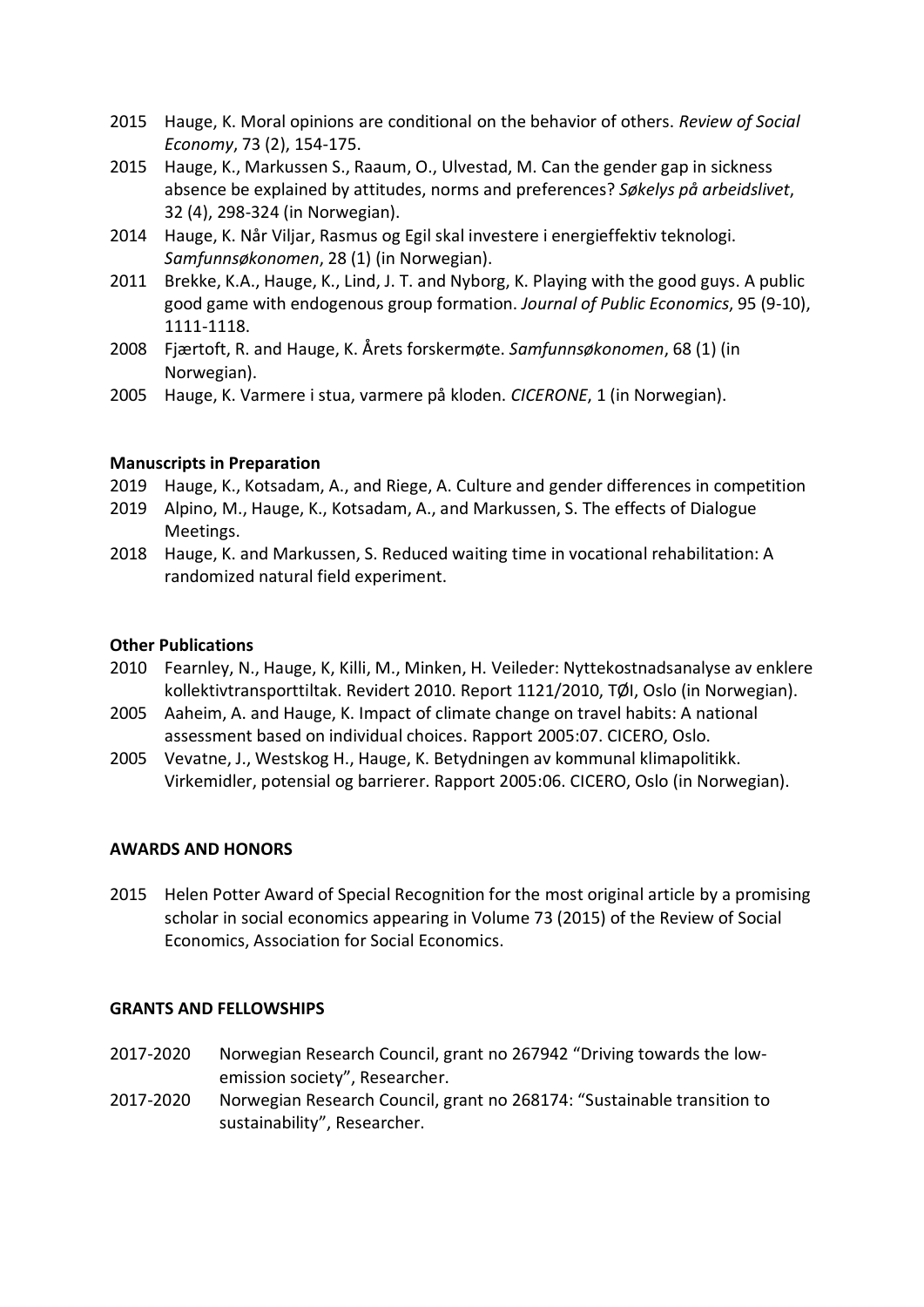2015 Hauge, K. Moral opinions are conditional on the behavior of others. *Review of Social Economy*, 73 (2), 154-175.

2015 Hauge, K., Markussen S., Raaum, O., Ulvestad, M. Can the gender gap in sickness absence be explained by attitudes, norms and preferences? *Søkelys på arbeidslivet*, 32 (4), 298-324 (in Norwegian).

2014 Hauge, K. Når Viljar, Rasmus og Egil skal investere i energieffektiv teknologi. *Samfunnsøkonomen*, 28 (1) (in Norwegian).

2011 Brekke, K.A., Hauge, K., Lind, J. T. and Nyborg, K. Playing with the good guys. A public good game with endogenous group formation. *Journal of Public Economics*, 95 (9-10), 1111-1118.

2008 Fjærtoft, R. and Hauge, K. Årets forskermøte. *Samfunnsøkonomen*, 68 (1) (in Norwegian).

2005 Hauge, K. Varmere i stua, varmere på kloden. *CICERONE*, 1 (in Norwegian).

**Manuscripts in Preparation**

2019 Hauge, K., Kotsadam, A., and Riege, A. Culture and gender differences in competition

2019 Alpino, M., Hauge, K., Kotsadam, A., and Markussen, S. The effects of Dialogue Meetings.

2018 Hauge, K. and Markussen, S. Reduced waiting time in vocational rehabilitation: A randomized natural field experiment.

**Other Publications**

2010 Fearnley, N., Hauge, K, Killi, M., Minken, H. Veileder: Nyttekostnadsanalyse av enklere kollektivtransporttiltak. Revidert 2010. Report 1121/2010, TØI, Oslo (in Norwegian).

2005 Aaheim, A. and Hauge, K. Impact of climate change on travel habits: A national assessment based on individual choices. Rapport 2005:07. CICERO, Oslo.

2005 Vevatne, J., Westskog H., Hauge, K. Betydningen av kommunal klimapolitikk. Virkemidler, potensial og barrierer. Rapport 2005:06. CICERO, Oslo (in Norwegian).

## AWARDS AND HONORS

2015 Helen Potter Award of Special Recognition for the most original article by a promising scholar in social economics appearing in Volume 73 (2015) of the Review of Social Economics, Association for Social Economics.

## GRANTS AND FELLOWSHIPS

2017-2020 Norwegian Research Council, grant no 267942 "Driving towards the low-emission society", Researcher.

2017-2020 Norwegian Research Council, grant no 268174: "Sustainable transition to sustainability", Researcher.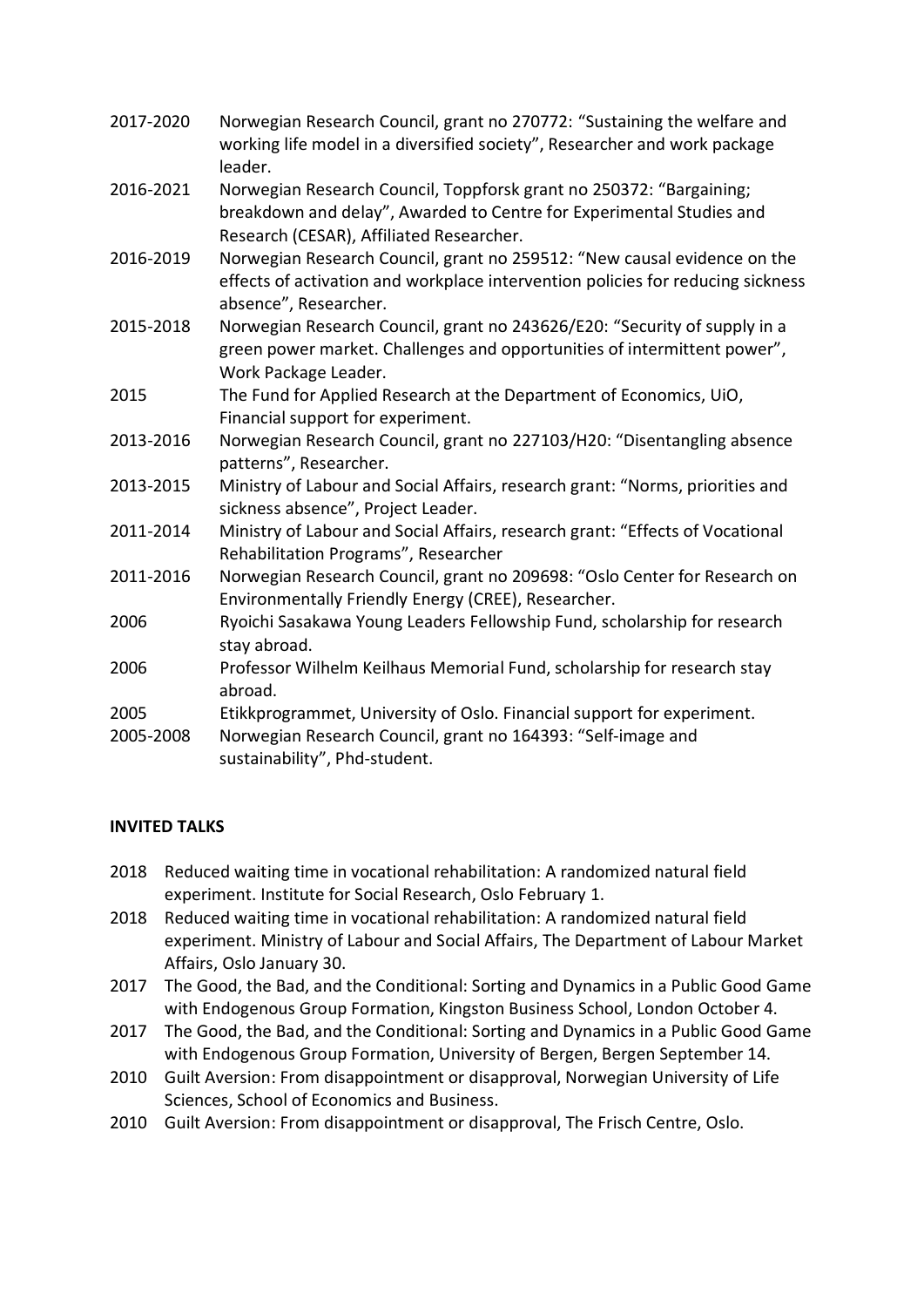2017-2020 Norwegian Research Council, grant no 270772: “Sustaining the welfare and working life model in a diversified society”, Researcher and work package leader.

2016-2021 Norwegian Research Council, Toppforsk grant no 250372: “Bargaining; breakdown and delay”, Awarded to Centre for Experimental Studies and Research (CESAR), Affiliated Researcher.

2016-2019 Norwegian Research Council, grant no 259512: “New causal evidence on the effects of activation and workplace intervention policies for reducing sickness absence”, Researcher.

2015-2018 Norwegian Research Council, grant no 243626/E20: “Security of supply in a green power market. Challenges and opportunities of intermittent power”, Work Package Leader.

2015 The Fund for Applied Research at the Department of Economics, UiO, Financial support for experiment.

2013-2016 Norwegian Research Council, grant no 227103/H20: “Disentangling absence patterns”, Researcher.

2013-2015 Ministry of Labour and Social Affairs, research grant: “Norms, priorities and sickness absence”, Project Leader.

2011-2014 Ministry of Labour and Social Affairs, research grant: “Effects of Vocational Rehabilitation Programs”, Researcher

2011-2016 Norwegian Research Council, grant no 209698: “Oslo Center for Research on Environmentally Friendly Energy (CREE), Researcher.

2006 Ryoichi Sasakawa Young Leaders Fellowship Fund, scholarship for research stay abroad.

2006 Professor Wilhelm Keilhaus Memorial Fund, scholarship for research stay abroad.

2005 Etikkprogrammet, University of Oslo. Financial support for experiment.

2005-2008 Norwegian Research Council, grant no 164393: “Self-image and sustainability”, Phd-student.

**INVITED TALKS**

2018 Reduced waiting time in vocational rehabilitation: A randomized natural field experiment. Institute for Social Research, Oslo February 1.

2018 Reduced waiting time in vocational rehabilitation: A randomized natural field experiment. Ministry of Labour and Social Affairs, The Department of Labour Market Affairs, Oslo January 30.

2017 The Good, the Bad, and the Conditional: Sorting and Dynamics in a Public Good Game with Endogenous Group Formation, Kingston Business School, London October 4.

2017 The Good, the Bad, and the Conditional: Sorting and Dynamics in a Public Good Game with Endogenous Group Formation, University of Bergen, Bergen September 14.

2010 Guilt Aversion: From disappointment or disapproval, Norwegian University of Life Sciences, School of Economics and Business.

2010 Guilt Aversion: From disappointment or disapproval, The Frisch Centre, Oslo.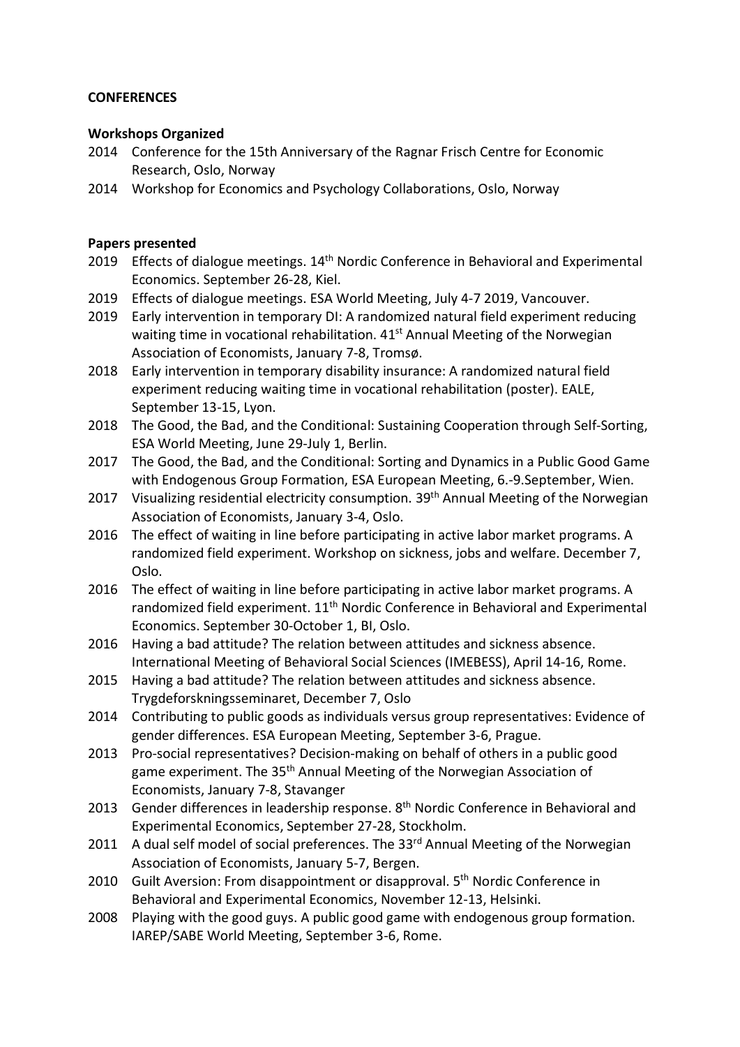**CONFERENCES**

**Workshops Organized**

2014 Conference for the 15th Anniversary of the Ragnar Frisch Centre for Economic Research, Oslo, Norway

2014 Workshop for Economics and Psychology Collaborations, Oslo, Norway

**Papers presented**

2019 Effects of dialogue meetings. 14th Nordic Conference in Behavioral and Experimental Economics. September 26-28, Kiel.

2019 Effects of dialogue meetings. ESA World Meeting, July 4-7 2019, Vancouver.

2019 Early intervention in temporary DI: A randomized natural field experiment reducing waiting time in vocational rehabilitation. 41st Annual Meeting of the Norwegian Association of Economists, January 7-8, Tromsø.

2018 Early intervention in temporary disability insurance: A randomized natural field experiment reducing waiting time in vocational rehabilitation (poster). EALE, September 13-15, Lyon.

2018 The Good, the Bad, and the Conditional: Sustaining Cooperation through Self-Sorting, ESA World Meeting, June 29-July 1, Berlin.

2017 The Good, the Bad, and the Conditional: Sorting and Dynamics in a Public Good Game with Endogenous Group Formation, ESA European Meeting, 6.-9.September, Wien.

2017 Visualizing residential electricity consumption. 39th Annual Meeting of the Norwegian Association of Economists, January 3-4, Oslo.

2016 The effect of waiting in line before participating in active labor market programs. A randomized field experiment. Workshop on sickness, jobs and welfare. December 7, Oslo.

2016 The effect of waiting in line before participating in active labor market programs. A randomized field experiment. 11th Nordic Conference in Behavioral and Experimental Economics. September 30-October 1, BI, Oslo.

2016 Having a bad attitude? The relation between attitudes and sickness absence. International Meeting of Behavioral Social Sciences (IMEBESS), April 14-16, Rome.

2015 Having a bad attitude? The relation between attitudes and sickness absence. Trygdeforskningsseminaret, December 7, Oslo

2014 Contributing to public goods as individuals versus group representatives: Evidence of gender differences. ESA European Meeting, September 3-6, Prague.

2013 Pro-social representatives? Decision-making on behalf of others in a public good game experiment. The 35th Annual Meeting of the Norwegian Association of Economists, January 7-8, Stavanger

2013 Gender differences in leadership response. 8th Nordic Conference in Behavioral and Experimental Economics, September 27-28, Stockholm.

2011 A dual self model of social preferences. The 33rd Annual Meeting of the Norwegian Association of Economists, January 5-7, Bergen.

2010 Guilt Aversion: From disappointment or disapproval. 5th Nordic Conference in Behavioral and Experimental Economics, November 12-13, Helsinki.

2008 Playing with the good guys. A public good game with endogenous group formation. IAREP/SABE World Meeting, September 3-6, Rome.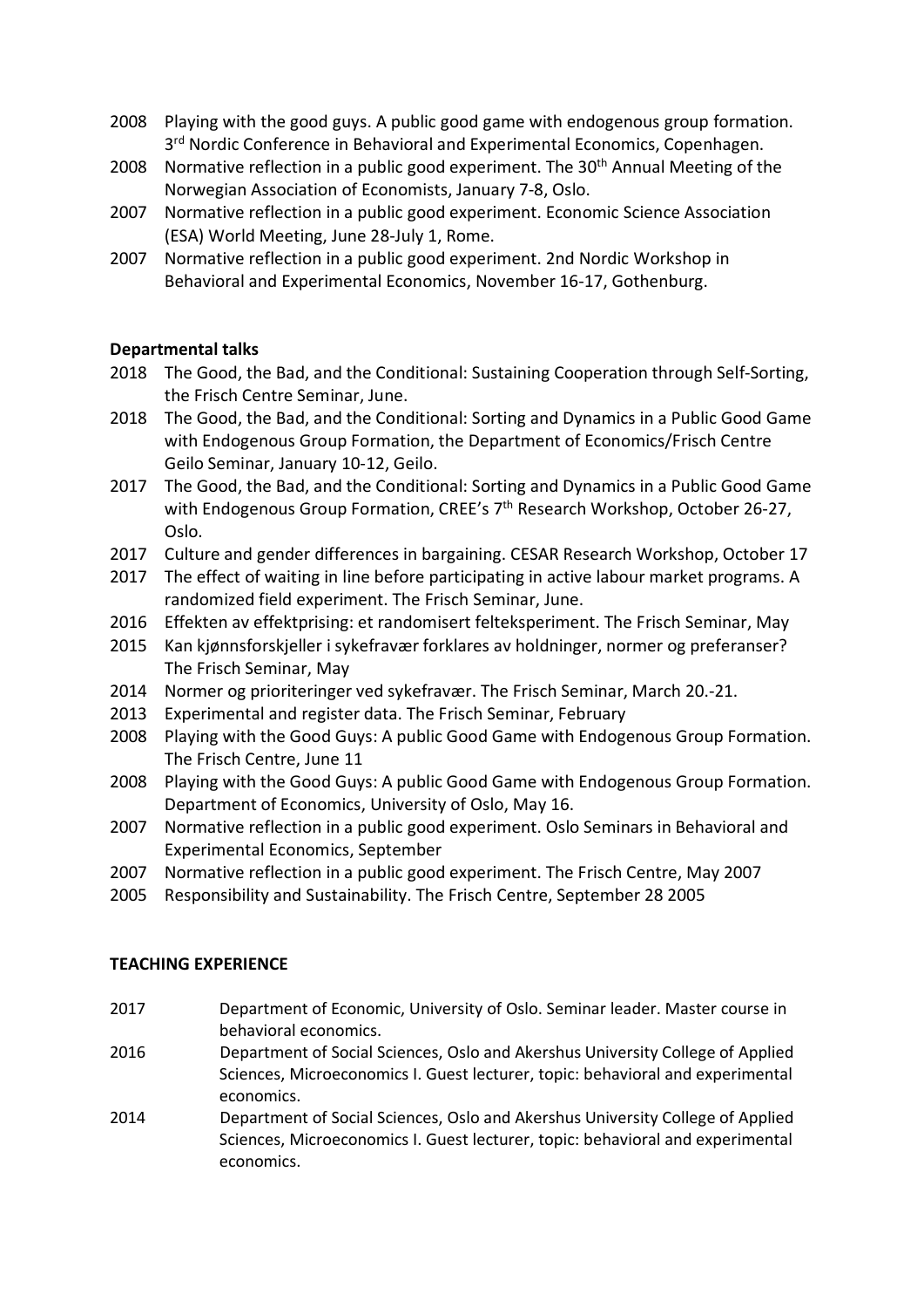2008 Playing with the good guys. A public good game with endogenous group formation. 3rd Nordic Conference in Behavioral and Experimental Economics, Copenhagen.

2008 Normative reflection in a public good experiment. The 30th Annual Meeting of the Norwegian Association of Economists, January 7-8, Oslo.

2007 Normative reflection in a public good experiment. Economic Science Association (ESA) World Meeting, June 28-July 1, Rome.

2007 Normative reflection in a public good experiment. 2nd Nordic Workshop in Behavioral and Experimental Economics, November 16-17, Gothenburg.

**Departmental talks**

2018 The Good, the Bad, and the Conditional: Sustaining Cooperation through Self-Sorting, the Frisch Centre Seminar, June.

2018 The Good, the Bad, and the Conditional: Sorting and Dynamics in a Public Good Game with Endogenous Group Formation, the Department of Economics/Frisch Centre Geilo Seminar, January 10-12, Geilo.

2017 The Good, the Bad, and the Conditional: Sorting and Dynamics in a Public Good Game with Endogenous Group Formation, CREE's 7th Research Workshop, October 26-27, Oslo.

2017 Culture and gender differences in bargaining. CESAR Research Workshop, October 17

2017 The effect of waiting in line before participating in active labour market programs. A randomized field experiment. The Frisch Seminar, June.

2016 Effekten av effektprising: et randomisert felteksperiment. The Frisch Seminar, May

2015 Kan kjønnsforskjeller i sykefravær forklares av holdninger, normer og preferanser? The Frisch Seminar, May

2014 Normer og prioriteringer ved sykefravær. The Frisch Seminar, March 20.-21.

2013 Experimental and register data. The Frisch Seminar, February

2008 Playing with the Good Guys: A public Good Game with Endogenous Group Formation. The Frisch Centre, June 11

2008 Playing with the Good Guys: A public Good Game with Endogenous Group Formation. Department of Economics, University of Oslo, May 16.

2007 Normative reflection in a public good experiment. Oslo Seminars in Behavioral and Experimental Economics, September

2007 Normative reflection in a public good experiment. The Frisch Centre, May 2007

2005 Responsibility and Sustainability. The Frisch Centre, September 28 2005

**TEACHING EXPERIENCE**

2017 Department of Economic, University of Oslo. Seminar leader. Master course in behavioral economics.

2016 Department of Social Sciences, Oslo and Akershus University College of Applied Sciences, Microeconomics I. Guest lecturer, topic: behavioral and experimental economics.

2014 Department of Social Sciences, Oslo and Akershus University College of Applied Sciences, Microeconomics I. Guest lecturer, topic: behavioral and experimental economics.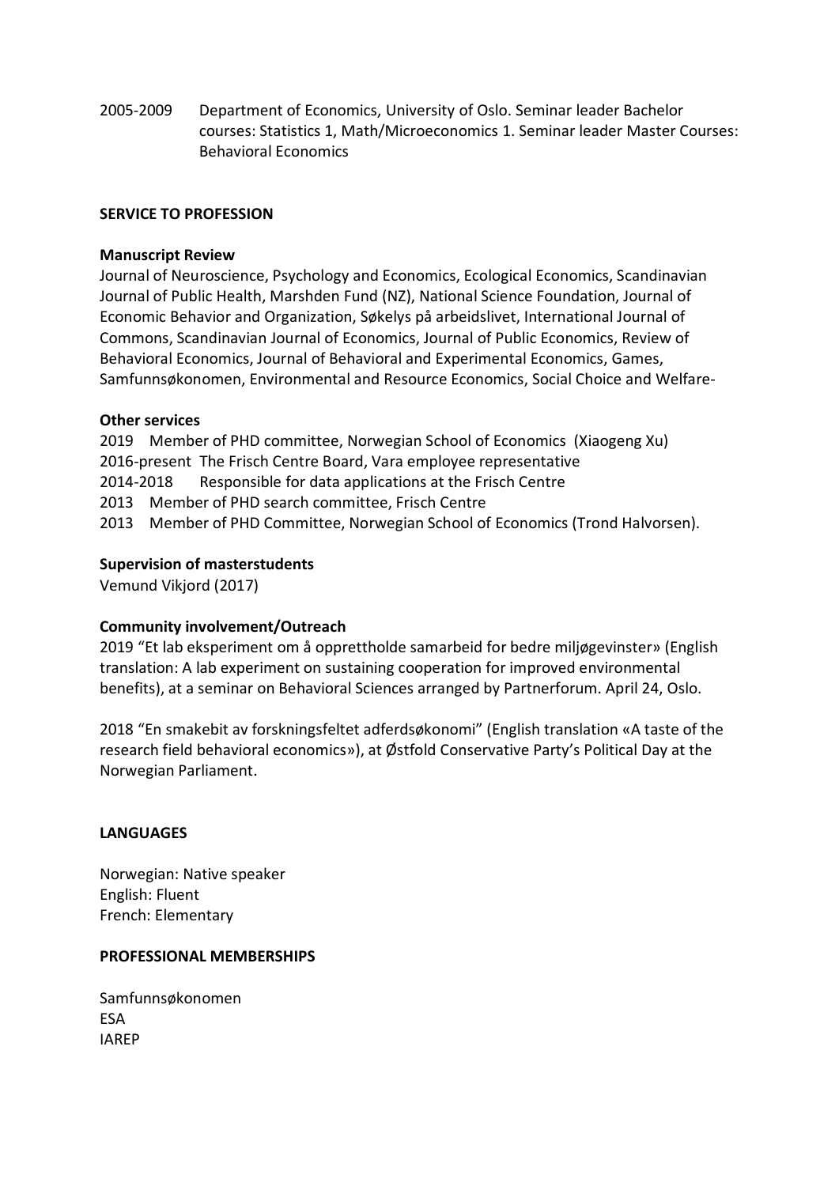2005-2009 Department of Economics, University of Oslo. Seminar leader Bachelor courses: Statistics 1, Math/Microeconomics 1. Seminar leader Master Courses: Behavioral Economics

## SERVICE TO PROFESSION

### Manuscript Review

Journal of Neuroscience, Psychology and Economics, Ecological Economics, Scandinavian Journal of Public Health, Marshden Fund (NZ), National Science Foundation, Journal of Economic Behavior and Organization, Søkelys på arbeidslivet, International Journal of Commons, Scandinavian Journal of Economics, Journal of Public Economics, Review of Behavioral Economics, Journal of Behavioral and Experimental Economics, Games, Samfunnsøkonomen, Environmental and Resource Economics, Social Choice and Welfare-

### Other services

2019 Member of PHD committee, Norwegian School of Economics (Xiaogeng Xu)
2016-present The Frisch Centre Board, Vara employee representative
2014-2018 Responsible for data applications at the Frisch Centre
2013 Member of PHD search committee, Frisch Centre
2013 Member of PHD Committee, Norwegian School of Economics (Trond Halvorsen).

### Supervision of masterstudents

Vemund Vikjord (2017)

### Community involvement/Outreach

2019 "Et lab eksperiment om å opprettholde samarbeid for bedre miljøgevinster» (English translation: A lab experiment on sustaining cooperation for improved environmental benefits), at a seminar on Behavioral Sciences arranged by Partnerforum. April 24, Oslo.

2018 "En smakebit av forskningsfeltet adferdsøkonomi" (English translation «A taste of the research field behavioral economics»), at Østfold Conservative Party's Political Day at the Norwegian Parliament.

## LANGUAGES

Norwegian: Native speaker
English: Fluent
French: Elementary

## PROFESSIONAL MEMBERSHIPS

Samfunnsøkonomen
ESA
IAREP